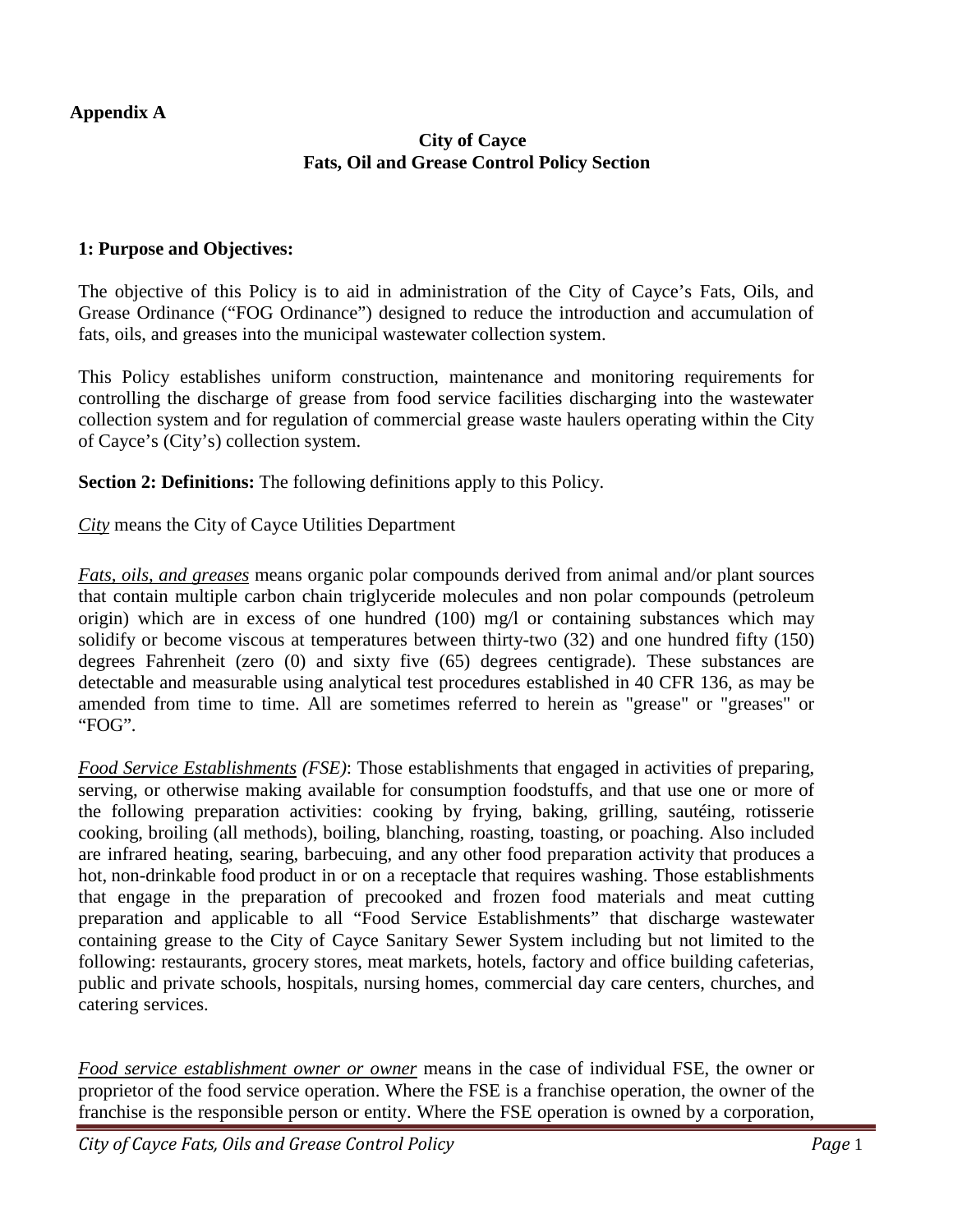**Appendix A**

## City of Cayce
## Fats, Oil and Grease Control Policy Section

### 1: Purpose and Objectives:

The objective of this Policy is to aid in administration of the City of Cayce's Fats, Oils, and Grease Ordinance ("FOG Ordinance") designed to reduce the introduction and accumulation of fats, oils, and greases into the municipal wastewater collection system.

This Policy establishes uniform construction, maintenance and monitoring requirements for controlling the discharge of grease from food service facilities discharging into the wastewater collection system and for regulation of commercial grease waste haulers operating within the City of Cayce's (City's) collection system.

**Section 2: Definitions:** The following definitions apply to this Policy.

*City* means the City of Cayce Utilities Department

*Fats, oils, and greases* means organic polar compounds derived from animal and/or plant sources that contain multiple carbon chain triglyceride molecules and non polar compounds (petroleum origin) which are in excess of one hundred (100) mg/l or containing substances which may solidify or become viscous at temperatures between thirty-two (32) and one hundred fifty (150) degrees Fahrenheit (zero (0) and sixty five (65) degrees centigrade). These substances are detectable and measurable using analytical test procedures established in 40 CFR 136, as may be amended from time to time. All are sometimes referred to herein as "grease" or "greases" or "FOG".

*Food Service Establishments (FSE)*: Those establishments that engaged in activities of preparing, serving, or otherwise making available for consumption foodstuffs, and that use one or more of the following preparation activities: cooking by frying, baking, grilling, sautéing, rotisserie cooking, broiling (all methods), boiling, blanching, roasting, toasting, or poaching. Also included are infrared heating, searing, barbecuing, and any other food preparation activity that produces a hot, non-drinkable food product in or on a receptacle that requires washing. Those establishments that engage in the preparation of precooked and frozen food materials and meat cutting preparation and applicable to all "Food Service Establishments" that discharge wastewater containing grease to the City of Cayce Sanitary Sewer System including but not limited to the following: restaurants, grocery stores, meat markets, hotels, factory and office building cafeterias, public and private schools, hospitals, nursing homes, commercial day care centers, churches, and catering services.

*Food service establishment owner or owner* means in the case of individual FSE, the owner or proprietor of the food service operation. Where the FSE is a franchise operation, the owner of the franchise is the responsible person or entity. Where the FSE operation is owned by a corporation,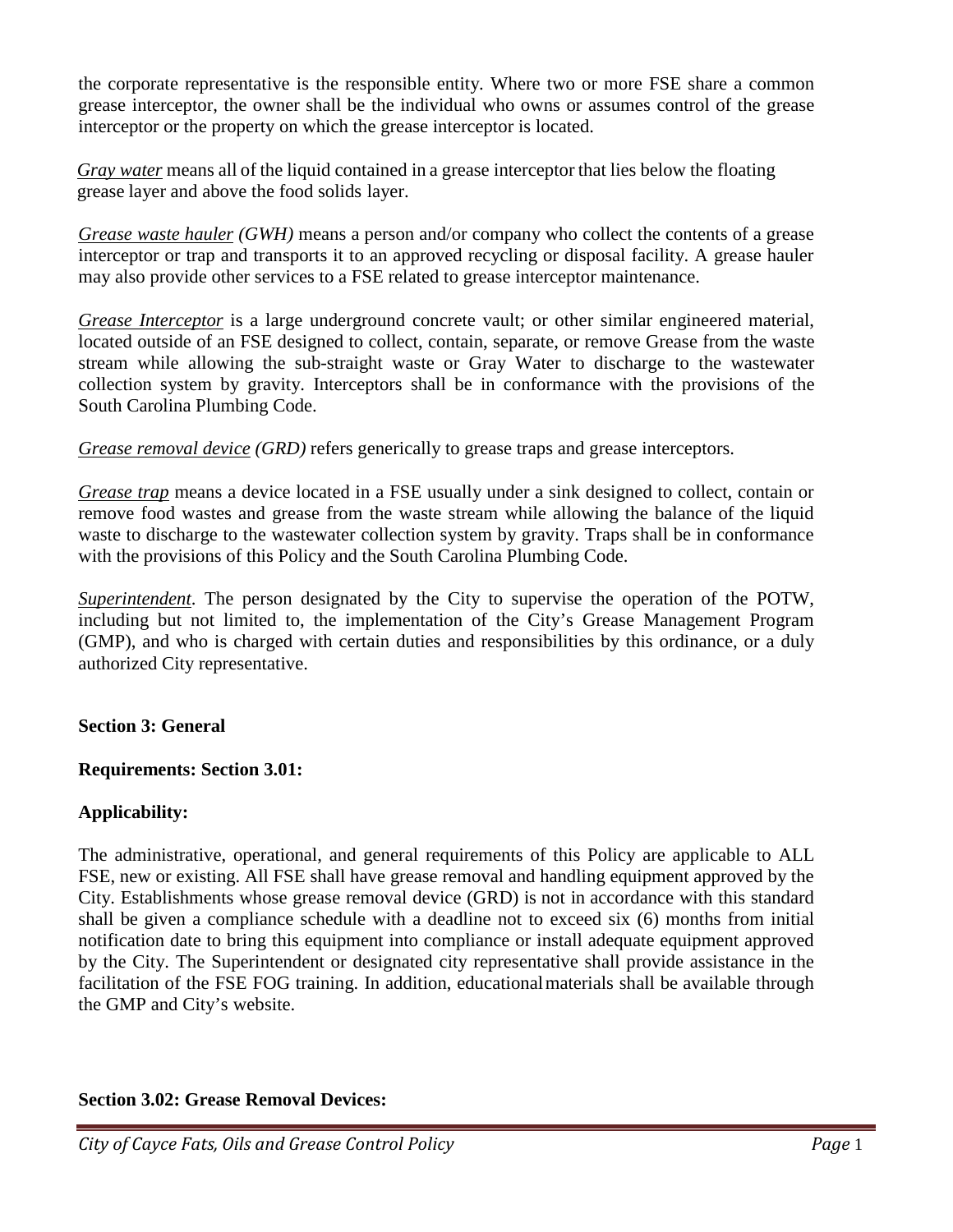the corporate representative is the responsible entity. Where two or more FSE share a common grease interceptor, the owner shall be the individual who owns or assumes control of the grease interceptor or the property on which the grease interceptor is located.

*Gray water* means all of the liquid contained in a grease interceptor that lies below the floating grease layer and above the food solids layer.

*Grease waste hauler (GWH)* means a person and/or company who collect the contents of a grease interceptor or trap and transports it to an approved recycling or disposal facility. A grease hauler may also provide other services to a FSE related to grease interceptor maintenance.

*Grease Interceptor* is a large underground concrete vault; or other similar engineered material, located outside of an FSE designed to collect, contain, separate, or remove Grease from the waste stream while allowing the sub-straight waste or Gray Water to discharge to the wastewater collection system by gravity. Interceptors shall be in conformance with the provisions of the South Carolina Plumbing Code.

*Grease removal device (GRD)* refers generically to grease traps and grease interceptors.

*Grease trap* means a device located in a FSE usually under a sink designed to collect, contain or remove food wastes and grease from the waste stream while allowing the balance of the liquid waste to discharge to the wastewater collection system by gravity. Traps shall be in conformance with the provisions of this Policy and the South Carolina Plumbing Code.

*Superintendent*. The person designated by the City to supervise the operation of the POTW, including but not limited to, the implementation of the City's Grease Management Program (GMP), and who is charged with certain duties and responsibilities by this ordinance, or a duly authorized City representative.

**Section 3: General**

**Requirements: Section 3.01:**

**Applicability:**

The administrative, operational, and general requirements of this Policy are applicable to ALL FSE, new or existing. All FSE shall have grease removal and handling equipment approved by the City. Establishments whose grease removal device (GRD) is not in accordance with this standard shall be given a compliance schedule with a deadline not to exceed six (6) months from initial notification date to bring this equipment into compliance or install adequate equipment approved by the City. The Superintendent or designated city representative shall provide assistance in the facilitation of the FSE FOG training. In addition, educational materials shall be available through the GMP and City's website.

**Section 3.02: Grease Removal Devices:**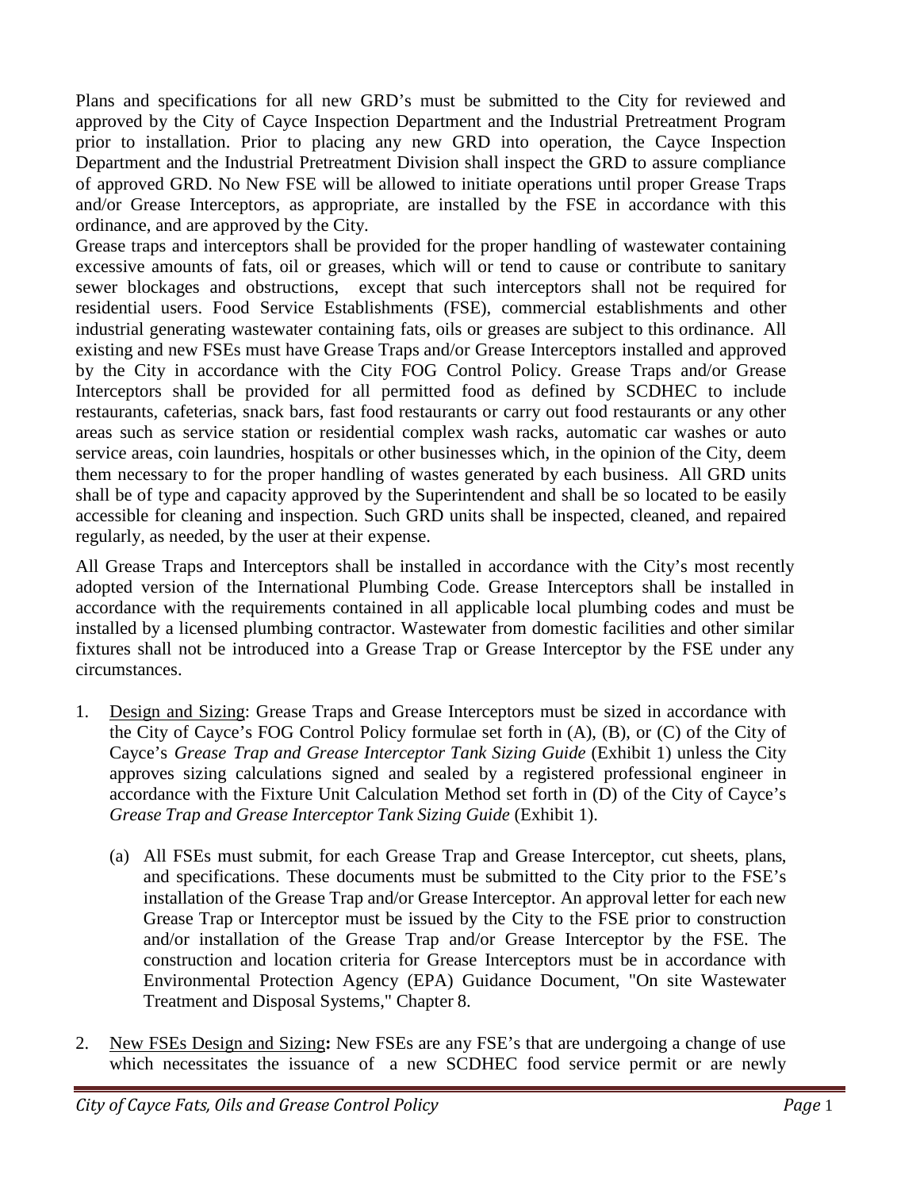Plans and specifications for all new GRD's must be submitted to the City for reviewed and approved by the City of Cayce Inspection Department and the Industrial Pretreatment Program prior to installation. Prior to placing any new GRD into operation, the Cayce Inspection Department and the Industrial Pretreatment Division shall inspect the GRD to assure compliance of approved GRD. No New FSE will be allowed to initiate operations until proper Grease Traps and/or Grease Interceptors, as appropriate, are installed by the FSE in accordance with this ordinance, and are approved by the City.

Grease traps and interceptors shall be provided for the proper handling of wastewater containing excessive amounts of fats, oil or greases, which will or tend to cause or contribute to sanitary sewer blockages and obstructions, except that such interceptors shall not be required for residential users. Food Service Establishments (FSE), commercial establishments and other industrial generating wastewater containing fats, oils or greases are subject to this ordinance. All existing and new FSEs must have Grease Traps and/or Grease Interceptors installed and approved by the City in accordance with the City FOG Control Policy. Grease Traps and/or Grease Interceptors shall be provided for all permitted food as defined by SCDHEC to include restaurants, cafeterias, snack bars, fast food restaurants or carry out food restaurants or any other areas such as service station or residential complex wash racks, automatic car washes or auto service areas, coin laundries, hospitals or other businesses which, in the opinion of the City, deem them necessary to for the proper handling of wastes generated by each business. All GRD units shall be of type and capacity approved by the Superintendent and shall be so located to be easily accessible for cleaning and inspection. Such GRD units shall be inspected, cleaned, and repaired regularly, as needed, by the user at their expense.

All Grease Traps and Interceptors shall be installed in accordance with the City's most recently adopted version of the International Plumbing Code. Grease Interceptors shall be installed in accordance with the requirements contained in all applicable local plumbing codes and must be installed by a licensed plumbing contractor. Wastewater from domestic facilities and other similar fixtures shall not be introduced into a Grease Trap or Grease Interceptor by the FSE under any circumstances.

1. <u>Design and Sizing</u>: Grease Traps and Grease Interceptors must be sized in accordance with the City of Cayce's FOG Control Policy formulae set forth in (A), (B), or (C) of the City of Cayce's *Grease Trap and Grease Interceptor Tank Sizing Guide* (Exhibit 1) unless the City approves sizing calculations signed and sealed by a registered professional engineer in accordance with the Fixture Unit Calculation Method set forth in (D) of the City of Cayce's *Grease Trap and Grease Interceptor Tank Sizing Guide* (Exhibit 1).

   (a) All FSEs must submit, for each Grease Trap and Grease Interceptor, cut sheets, plans, and specifications. These documents must be submitted to the City prior to the FSE's installation of the Grease Trap and/or Grease Interceptor. An approval letter for each new Grease Trap or Interceptor must be issued by the City to the FSE prior to construction and/or installation of the Grease Trap and/or Grease Interceptor by the FSE. The construction and location criteria for Grease Interceptors must be in accordance with Environmental Protection Agency (EPA) Guidance Document, "On site Wastewater Treatment and Disposal Systems," Chapter 8.

2. <u>New FSEs Design and Sizing</u>**:** New FSEs are any FSE's that are undergoing a change of use which necessitates the issuance of a new SCDHEC food service permit or are newly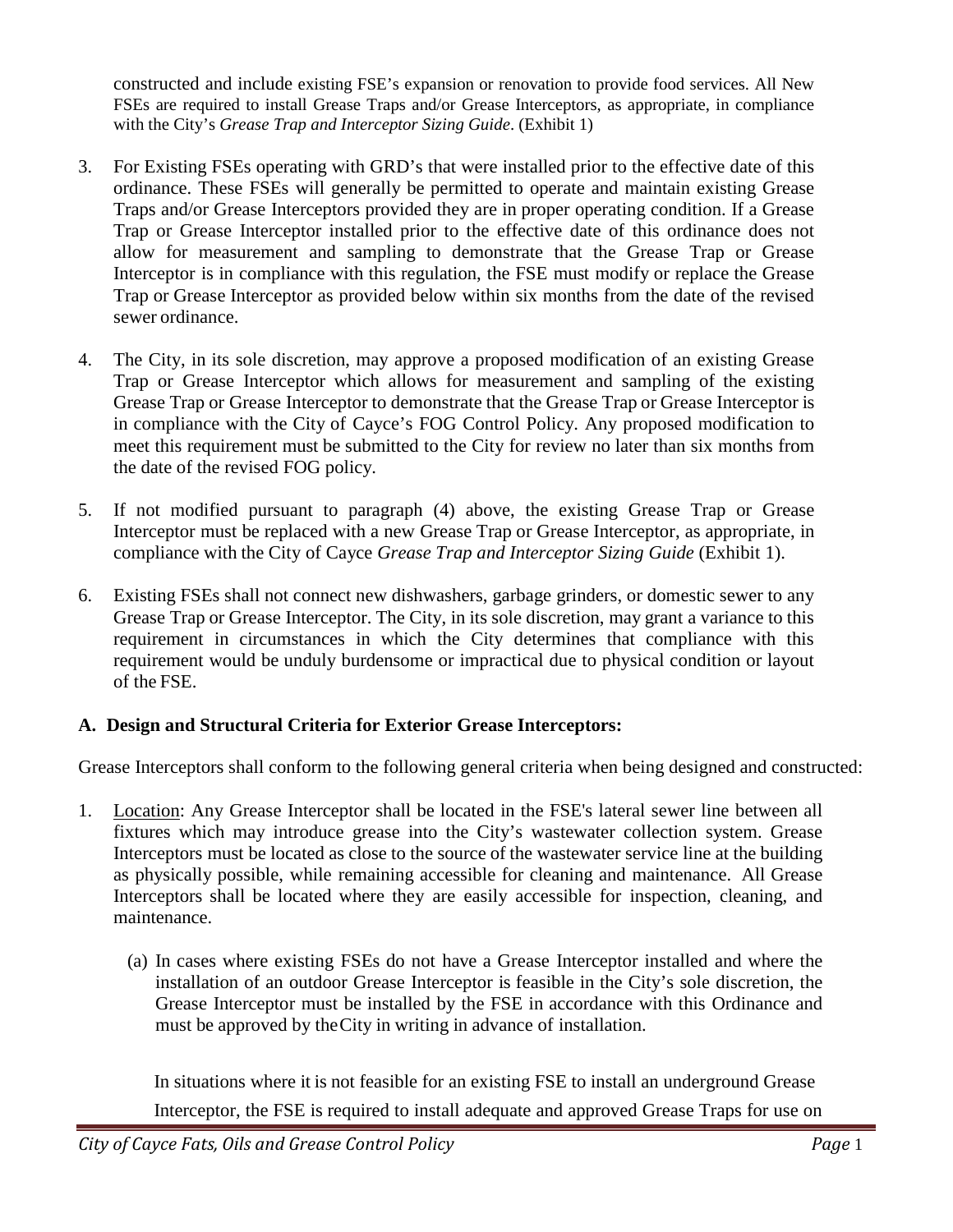constructed and include existing FSE's expansion or renovation to provide food services. All New FSEs are required to install Grease Traps and/or Grease Interceptors, as appropriate, in compliance with the City's *Grease Trap and Interceptor Sizing Guide*. (Exhibit 1)

3. For Existing FSEs operating with GRD's that were installed prior to the effective date of this ordinance. These FSEs will generally be permitted to operate and maintain existing Grease Traps and/or Grease Interceptors provided they are in proper operating condition. If a Grease Trap or Grease Interceptor installed prior to the effective date of this ordinance does not allow for measurement and sampling to demonstrate that the Grease Trap or Grease Interceptor is in compliance with this regulation, the FSE must modify or replace the Grease Trap or Grease Interceptor as provided below within six months from the date of the revised sewer ordinance.

4. The City, in its sole discretion, may approve a proposed modification of an existing Grease Trap or Grease Interceptor which allows for measurement and sampling of the existing Grease Trap or Grease Interceptor to demonstrate that the Grease Trap or Grease Interceptor is in compliance with the City of Cayce's FOG Control Policy. Any proposed modification to meet this requirement must be submitted to the City for review no later than six months from the date of the revised FOG policy.

5. If not modified pursuant to paragraph (4) above, the existing Grease Trap or Grease Interceptor must be replaced with a new Grease Trap or Grease Interceptor, as appropriate, in compliance with the City of Cayce *Grease Trap and Interceptor Sizing Guide* (Exhibit 1).

6. Existing FSEs shall not connect new dishwashers, garbage grinders, or domestic sewer to any Grease Trap or Grease Interceptor. The City, in its sole discretion, may grant a variance to this requirement in circumstances in which the City determines that compliance with this requirement would be unduly burdensome or impractical due to physical condition or layout of the FSE.

**A. Design and Structural Criteria for Exterior Grease Interceptors:**

Grease Interceptors shall conform to the following general criteria when being designed and constructed:

1. Location: Any Grease Interceptor shall be located in the FSE's lateral sewer line between all fixtures which may introduce grease into the City's wastewater collection system. Grease Interceptors must be located as close to the source of the wastewater service line at the building as physically possible, while remaining accessible for cleaning and maintenance. All Grease Interceptors shall be located where they are easily accessible for inspection, cleaning, and maintenance.

   (a) In cases where existing FSEs do not have a Grease Interceptor installed and where the installation of an outdoor Grease Interceptor is feasible in the City's sole discretion, the Grease Interceptor must be installed by the FSE in accordance with this Ordinance and must be approved by the City in writing in advance of installation.

   In situations where it is not feasible for an existing FSE to install an underground Grease Interceptor, the FSE is required to install adequate and approved Grease Traps for use on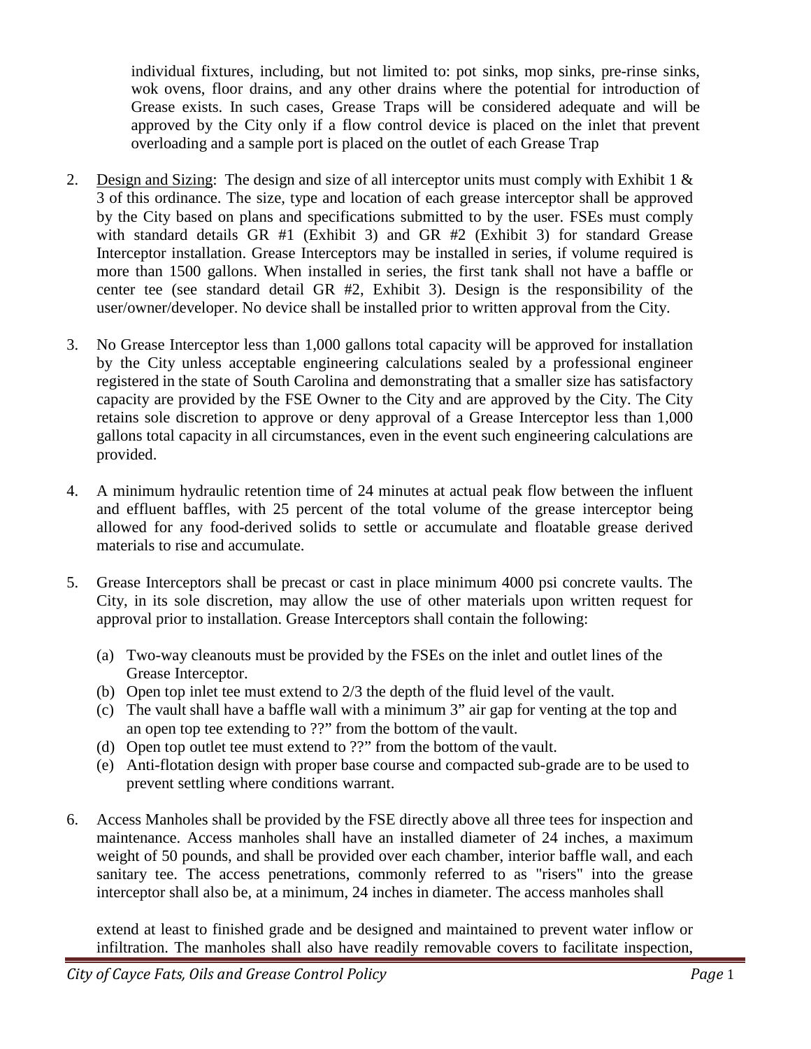individual fixtures, including, but not limited to: pot sinks, mop sinks, pre-rinse sinks, wok ovens, floor drains, and any other drains where the potential for introduction of Grease exists. In such cases, Grease Traps will be considered adequate and will be approved by the City only if a flow control device is placed on the inlet that prevent overloading and a sample port is placed on the outlet of each Grease Trap

2. Design and Sizing: The design and size of all interceptor units must comply with Exhibit 1 & 3 of this ordinance. The size, type and location of each grease interceptor shall be approved by the City based on plans and specifications submitted to by the user. FSEs must comply with standard details GR #1 (Exhibit 3) and GR #2 (Exhibit 3) for standard Grease Interceptor installation. Grease Interceptors may be installed in series, if volume required is more than 1500 gallons. When installed in series, the first tank shall not have a baffle or center tee (see standard detail GR #2, Exhibit 3). Design is the responsibility of the user/owner/developer. No device shall be installed prior to written approval from the City.

3. No Grease Interceptor less than 1,000 gallons total capacity will be approved for installation by the City unless acceptable engineering calculations sealed by a professional engineer registered in the state of South Carolina and demonstrating that a smaller size has satisfactory capacity are provided by the FSE Owner to the City and are approved by the City. The City retains sole discretion to approve or deny approval of a Grease Interceptor less than 1,000 gallons total capacity in all circumstances, even in the event such engineering calculations are provided.

4. A minimum hydraulic retention time of 24 minutes at actual peak flow between the influent and effluent baffles, with 25 percent of the total volume of the grease interceptor being allowed for any food-derived solids to settle or accumulate and floatable grease derived materials to rise and accumulate.

5. Grease Interceptors shall be precast or cast in place minimum 4000 psi concrete vaults. The City, in its sole discretion, may allow the use of other materials upon written request for approval prior to installation. Grease Interceptors shall contain the following:

   (a) Two-way cleanouts must be provided by the FSEs on the inlet and outlet lines of the Grease Interceptor.
   (b) Open top inlet tee must extend to 2/3 the depth of the fluid level of the vault.
   (c) The vault shall have a baffle wall with a minimum 3" air gap for venting at the top and an open top tee extending to ??" from the bottom of the vault.
   (d) Open top outlet tee must extend to ??" from the bottom of the vault.
   (e) Anti-flotation design with proper base course and compacted sub-grade are to be used to prevent settling where conditions warrant.

6. Access Manholes shall be provided by the FSE directly above all three tees for inspection and maintenance. Access manholes shall have an installed diameter of 24 inches, a maximum weight of 50 pounds, and shall be provided over each chamber, interior baffle wall, and each sanitary tee. The access penetrations, commonly referred to as "risers" into the grease interceptor shall also be, at a minimum, 24 inches in diameter. The access manholes shall

   extend at least to finished grade and be designed and maintained to prevent water inflow or infiltration. The manholes shall also have readily removable covers to facilitate inspection,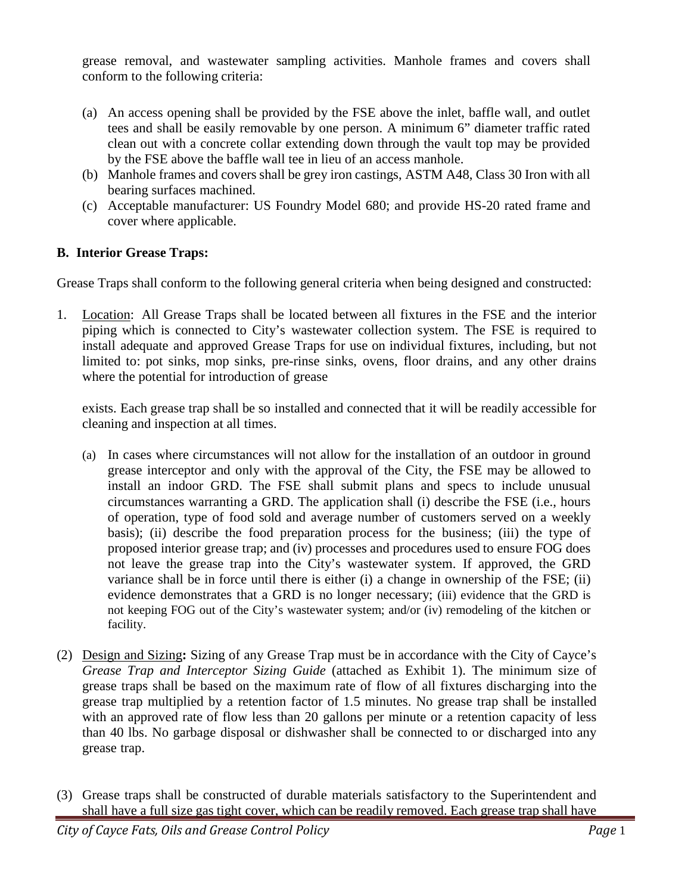grease removal, and wastewater sampling activities. Manhole frames and covers shall conform to the following criteria:

(a) An access opening shall be provided by the FSE above the inlet, baffle wall, and outlet tees and shall be easily removable by one person. A minimum 6" diameter traffic rated clean out with a concrete collar extending down through the vault top may be provided by the FSE above the baffle wall tee in lieu of an access manhole.

(b) Manhole frames and covers shall be grey iron castings, ASTM A48, Class 30 Iron with all bearing surfaces machined.

(c) Acceptable manufacturer: US Foundry Model 680; and provide HS-20 rated frame and cover where applicable.

**B. Interior Grease Traps:**

Grease Traps shall conform to the following general criteria when being designed and constructed:

1. Location: All Grease Traps shall be located between all fixtures in the FSE and the interior piping which is connected to City's wastewater collection system. The FSE is required to install adequate and approved Grease Traps for use on individual fixtures, including, but not limited to: pot sinks, mop sinks, pre-rinse sinks, ovens, floor drains, and any other drains where the potential for introduction of grease

   exists. Each grease trap shall be so installed and connected that it will be readily accessible for cleaning and inspection at all times.

   (a) In cases where circumstances will not allow for the installation of an outdoor in ground grease interceptor and only with the approval of the City, the FSE may be allowed to install an indoor GRD. The FSE shall submit plans and specs to include unusual circumstances warranting a GRD. The application shall (i) describe the FSE (i.e., hours of operation, type of food sold and average number of customers served on a weekly basis); (ii) describe the food preparation process for the business; (iii) the type of proposed interior grease trap; and (iv) processes and procedures used to ensure FOG does not leave the grease trap into the City's wastewater system. If approved, the GRD variance shall be in force until there is either (i) a change in ownership of the FSE; (ii) evidence demonstrates that a GRD is no longer necessary; (iii) evidence that the GRD is not keeping FOG out of the City's wastewater system; and/or (iv) remodeling of the kitchen or facility.

(2) Design and Sizing**:** Sizing of any Grease Trap must be in accordance with the City of Cayce's *Grease Trap and Interceptor Sizing Guide* (attached as Exhibit 1). The minimum size of grease traps shall be based on the maximum rate of flow of all fixtures discharging into the grease trap multiplied by a retention factor of 1.5 minutes. No grease trap shall be installed with an approved rate of flow less than 20 gallons per minute or a retention capacity of less than 40 lbs. No garbage disposal or dishwasher shall be connected to or discharged into any grease trap.

(3) Grease traps shall be constructed of durable materials satisfactory to the Superintendent and shall have a full size gas tight cover, which can be readily removed. Each grease trap shall have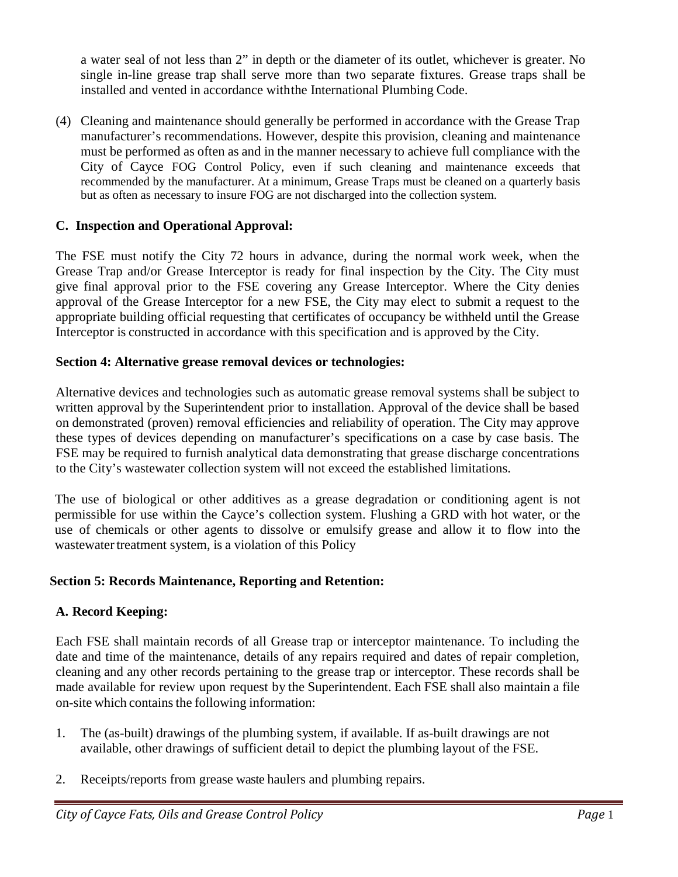a water seal of not less than 2" in depth or the diameter of its outlet, whichever is greater. No single in-line grease trap shall serve more than two separate fixtures. Grease traps shall be installed and vented in accordance withthe International Plumbing Code.

(4) Cleaning and maintenance should generally be performed in accordance with the Grease Trap manufacturer's recommendations. However, despite this provision, cleaning and maintenance must be performed as often as and in the manner necessary to achieve full compliance with the City of Cayce FOG Control Policy, even if such cleaning and maintenance exceeds that recommended by the manufacturer. At a minimum, Grease Traps must be cleaned on a quarterly basis but as often as necessary to insure FOG are not discharged into the collection system.

### C. Inspection and Operational Approval:

The FSE must notify the City 72 hours in advance, during the normal work week, when the Grease Trap and/or Grease Interceptor is ready for final inspection by the City. The City must give final approval prior to the FSE covering any Grease Interceptor. Where the City denies approval of the Grease Interceptor for a new FSE, the City may elect to submit a request to the appropriate building official requesting that certificates of occupancy be withheld until the Grease Interceptor is constructed in accordance with this specification and is approved by the City.

## Section 4: Alternative grease removal devices or technologies:

Alternative devices and technologies such as automatic grease removal systems shall be subject to written approval by the Superintendent prior to installation. Approval of the device shall be based on demonstrated (proven) removal efficiencies and reliability of operation. The City may approve these types of devices depending on manufacturer's specifications on a case by case basis. The FSE may be required to furnish analytical data demonstrating that grease discharge concentrations to the City's wastewater collection system will not exceed the established limitations.

The use of biological or other additives as a grease degradation or conditioning agent is not permissible for use within the Cayce's collection system. Flushing a GRD with hot water, or the use of chemicals or other agents to dissolve or emulsify grease and allow it to flow into the wastewater treatment system, is a violation of this Policy

## Section 5: Records Maintenance, Reporting and Retention:

### A. Record Keeping:

Each FSE shall maintain records of all Grease trap or interceptor maintenance. To including the date and time of the maintenance, details of any repairs required and dates of repair completion, cleaning and any other records pertaining to the grease trap or interceptor. These records shall be made available for review upon request by the Superintendent. Each FSE shall also maintain a file on-site which contains the following information:

1. The (as-built) drawings of the plumbing system, if available. If as-built drawings are not available, other drawings of sufficient detail to depict the plumbing layout of the FSE.

2. Receipts/reports from grease waste haulers and plumbing repairs.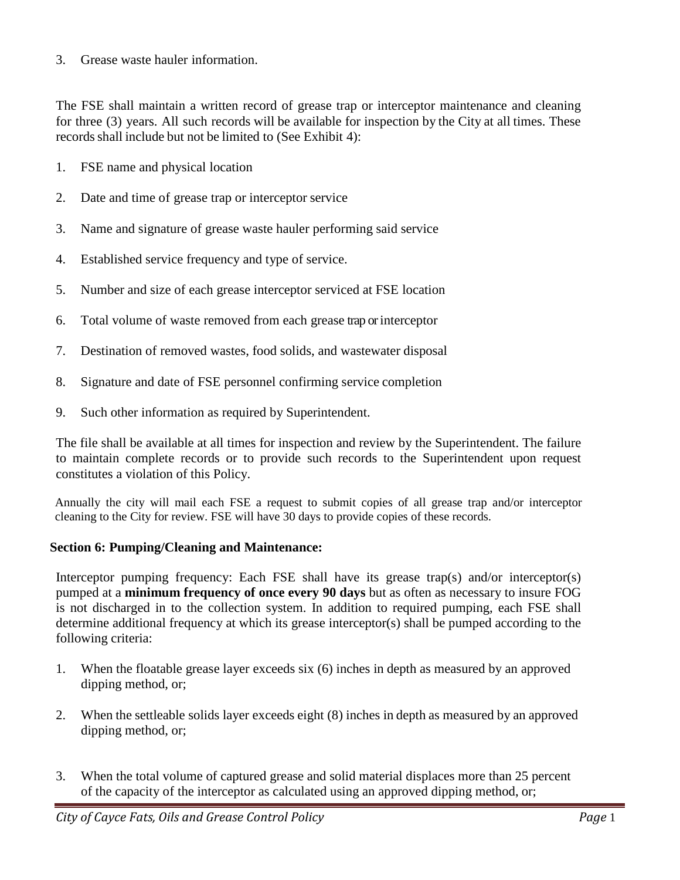3. Grease waste hauler information.

The FSE shall maintain a written record of grease trap or interceptor maintenance and cleaning for three (3) years. All such records will be available for inspection by the City at all times. These records shall include but not be limited to (See Exhibit 4):

1. FSE name and physical location
2. Date and time of grease trap or interceptor service
3. Name and signature of grease waste hauler performing said service
4. Established service frequency and type of service.
5. Number and size of each grease interceptor serviced at FSE location
6. Total volume of waste removed from each grease trap or interceptor
7. Destination of removed wastes, food solids, and wastewater disposal
8. Signature and date of FSE personnel confirming service completion
9. Such other information as required by Superintendent.

The file shall be available at all times for inspection and review by the Superintendent. The failure to maintain complete records or to provide such records to the Superintendent upon request constitutes a violation of this Policy.

Annually the city will mail each FSE a request to submit copies of all grease trap and/or interceptor cleaning to the City for review. FSE will have 30 days to provide copies of these records.

### Section 6: Pumping/Cleaning and Maintenance:

Interceptor pumping frequency: Each FSE shall have its grease trap(s) and/or interceptor(s) pumped at a **minimum frequency of once every 90 days** but as often as necessary to insure FOG is not discharged in to the collection system. In addition to required pumping, each FSE shall determine additional frequency at which its grease interceptor(s) shall be pumped according to the following criteria:

1. When the floatable grease layer exceeds six (6) inches in depth as measured by an approved dipping method, or;
2. When the settleable solids layer exceeds eight (8) inches in depth as measured by an approved dipping method, or;
3. When the total volume of captured grease and solid material displaces more than 25 percent of the capacity of the interceptor as calculated using an approved dipping method, or;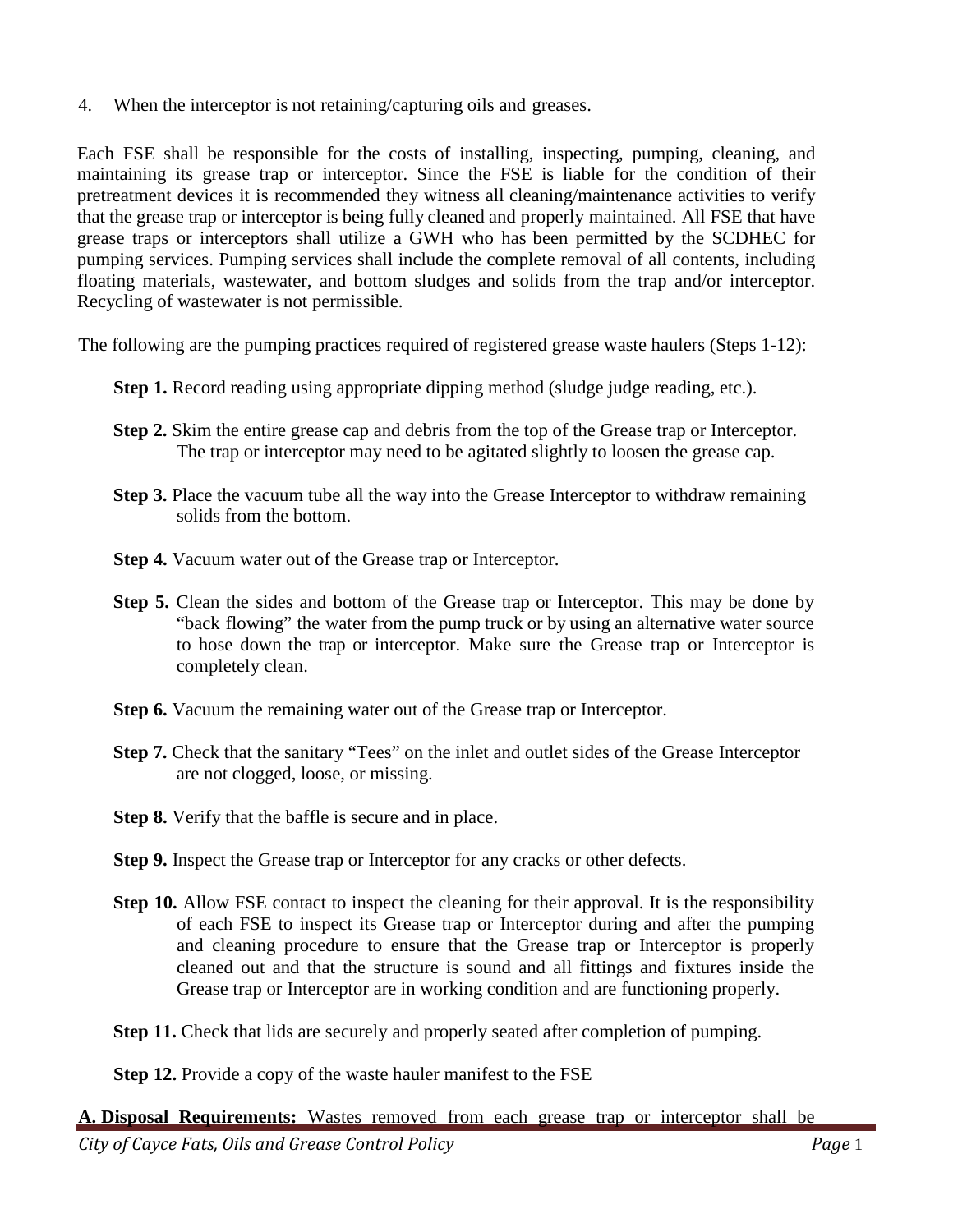4. When the interceptor is not retaining/capturing oils and greases.

Each FSE shall be responsible for the costs of installing, inspecting, pumping, cleaning, and maintaining its grease trap or interceptor. Since the FSE is liable for the condition of their pretreatment devices it is recommended they witness all cleaning/maintenance activities to verify that the grease trap or interceptor is being fully cleaned and properly maintained. All FSE that have grease traps or interceptors shall utilize a GWH who has been permitted by the SCDHEC for pumping services. Pumping services shall include the complete removal of all contents, including floating materials, wastewater, and bottom sludges and solids from the trap and/or interceptor. Recycling of wastewater is not permissible.

The following are the pumping practices required of registered grease waste haulers (Steps 1-12):

**Step 1.** Record reading using appropriate dipping method (sludge judge reading, etc.).

**Step 2.** Skim the entire grease cap and debris from the top of the Grease trap or Interceptor. The trap or interceptor may need to be agitated slightly to loosen the grease cap.

**Step 3.** Place the vacuum tube all the way into the Grease Interceptor to withdraw remaining solids from the bottom.

**Step 4.** Vacuum water out of the Grease trap or Interceptor.

**Step 5.** Clean the sides and bottom of the Grease trap or Interceptor. This may be done by "back flowing" the water from the pump truck or by using an alternative water source to hose down the trap or interceptor. Make sure the Grease trap or Interceptor is completely clean.

**Step 6.** Vacuum the remaining water out of the Grease trap or Interceptor.

**Step 7.** Check that the sanitary "Tees" on the inlet and outlet sides of the Grease Interceptor are not clogged, loose, or missing.

**Step 8.** Verify that the baffle is secure and in place.

**Step 9.** Inspect the Grease trap or Interceptor for any cracks or other defects.

**Step 10.** Allow FSE contact to inspect the cleaning for their approval. It is the responsibility of each FSE to inspect its Grease trap or Interceptor during and after the pumping and cleaning procedure to ensure that the Grease trap or Interceptor is properly cleaned out and that the structure is sound and all fittings and fixtures inside the Grease trap or Interceptor are in working condition and are functioning properly.

**Step 11.** Check that lids are securely and properly seated after completion of pumping.

**Step 12.** Provide a copy of the waste hauler manifest to the FSE

**A. Disposal Requirements:** Wastes removed from each grease trap or interceptor shall be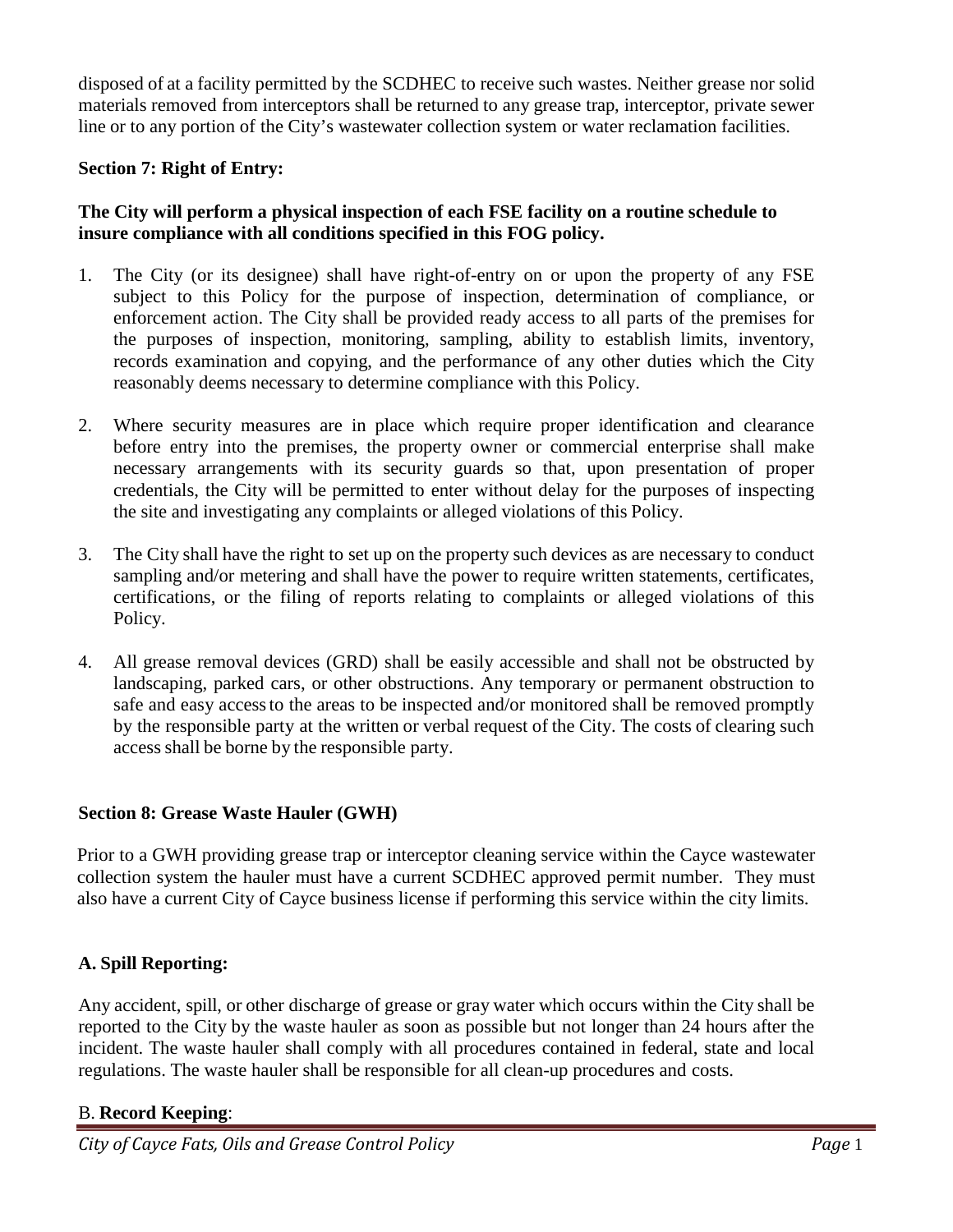disposed of at a facility permitted by the SCDHEC to receive such wastes. Neither grease nor solid materials removed from interceptors shall be returned to any grease trap, interceptor, private sewer line or to any portion of the City's wastewater collection system or water reclamation facilities.

**Section 7: Right of Entry:**

**The City will perform a physical inspection of each FSE facility on a routine schedule to insure compliance with all conditions specified in this FOG policy.**

1. The City (or its designee) shall have right-of-entry on or upon the property of any FSE subject to this Policy for the purpose of inspection, determination of compliance, or enforcement action. The City shall be provided ready access to all parts of the premises for the purposes of inspection, monitoring, sampling, ability to establish limits, inventory, records examination and copying, and the performance of any other duties which the City reasonably deems necessary to determine compliance with this Policy.

2. Where security measures are in place which require proper identification and clearance before entry into the premises, the property owner or commercial enterprise shall make necessary arrangements with its security guards so that, upon presentation of proper credentials, the City will be permitted to enter without delay for the purposes of inspecting the site and investigating any complaints or alleged violations of this Policy.

3. The City shall have the right to set up on the property such devices as are necessary to conduct sampling and/or metering and shall have the power to require written statements, certificates, certifications, or the filing of reports relating to complaints or alleged violations of this Policy.

4. All grease removal devices (GRD) shall be easily accessible and shall not be obstructed by landscaping, parked cars, or other obstructions. Any temporary or permanent obstruction to safe and easy access to the areas to be inspected and/or monitored shall be removed promptly by the responsible party at the written or verbal request of the City. The costs of clearing such access shall be borne by the responsible party.

**Section 8: Grease Waste Hauler (GWH)**

Prior to a GWH providing grease trap or interceptor cleaning service within the Cayce wastewater collection system the hauler must have a current SCDHEC approved permit number. They must also have a current City of Cayce business license if performing this service within the city limits.

**A. Spill Reporting:**

Any accident, spill, or other discharge of grease or gray water which occurs within the City shall be reported to the City by the waste hauler as soon as possible but not longer than 24 hours after the incident. The waste hauler shall comply with all procedures contained in federal, state and local regulations. The waste hauler shall be responsible for all clean-up procedures and costs.

B. **Record Keeping**: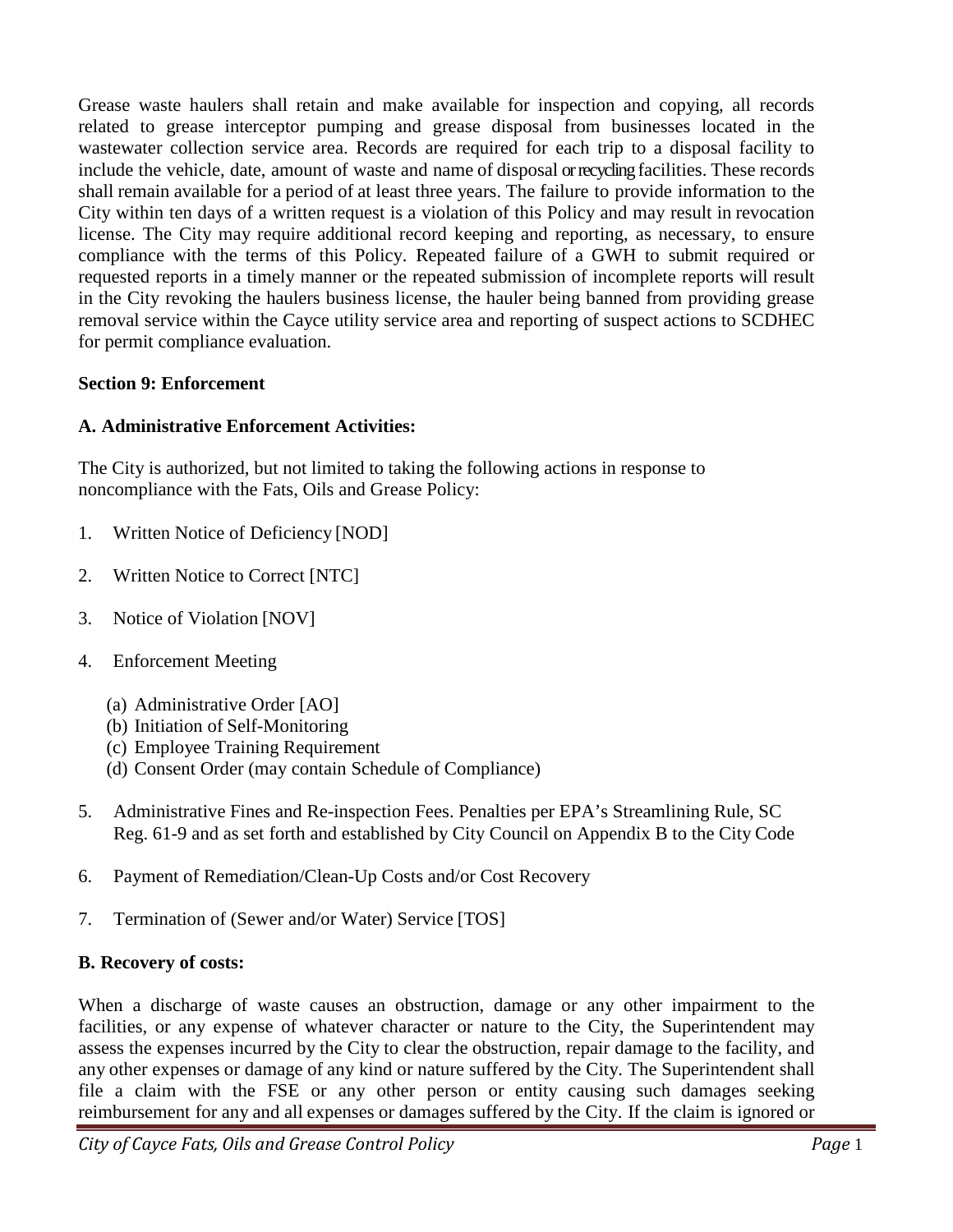Grease waste haulers shall retain and make available for inspection and copying, all records related to grease interceptor pumping and grease disposal from businesses located in the wastewater collection service area. Records are required for each trip to a disposal facility to include the vehicle, date, amount of waste and name of disposal or recycling facilities. These records shall remain available for a period of at least three years. The failure to provide information to the City within ten days of a written request is a violation of this Policy and may result in revocation license. The City may require additional record keeping and reporting, as necessary, to ensure compliance with the terms of this Policy. Repeated failure of a GWH to submit required or requested reports in a timely manner or the repeated submission of incomplete reports will result in the City revoking the haulers business license, the hauler being banned from providing grease removal service within the Cayce utility service area and reporting of suspect actions to SCDHEC for permit compliance evaluation.

**Section 9: Enforcement**

**A. Administrative Enforcement Activities:**

The City is authorized, but not limited to taking the following actions in response to noncompliance with the Fats, Oils and Grease Policy:

1. Written Notice of Deficiency [NOD]
2. Written Notice to Correct [NTC]
3. Notice of Violation [NOV]
4. Enforcement Meeting
   - (a) Administrative Order [AO]
   - (b) Initiation of Self-Monitoring
   - (c) Employee Training Requirement
   - (d) Consent Order (may contain Schedule of Compliance)
5. Administrative Fines and Re-inspection Fees. Penalties per EPA's Streamlining Rule, SC Reg. 61-9 and as set forth and established by City Council on Appendix B to the City Code
6. Payment of Remediation/Clean-Up Costs and/or Cost Recovery
7. Termination of (Sewer and/or Water) Service [TOS]

**B. Recovery of costs:**

When a discharge of waste causes an obstruction, damage or any other impairment to the facilities, or any expense of whatever character or nature to the City, the Superintendent may assess the expenses incurred by the City to clear the obstruction, repair damage to the facility, and any other expenses or damage of any kind or nature suffered by the City. The Superintendent shall file a claim with the FSE or any other person or entity causing such damages seeking reimbursement for any and all expenses or damages suffered by the City. If the claim is ignored or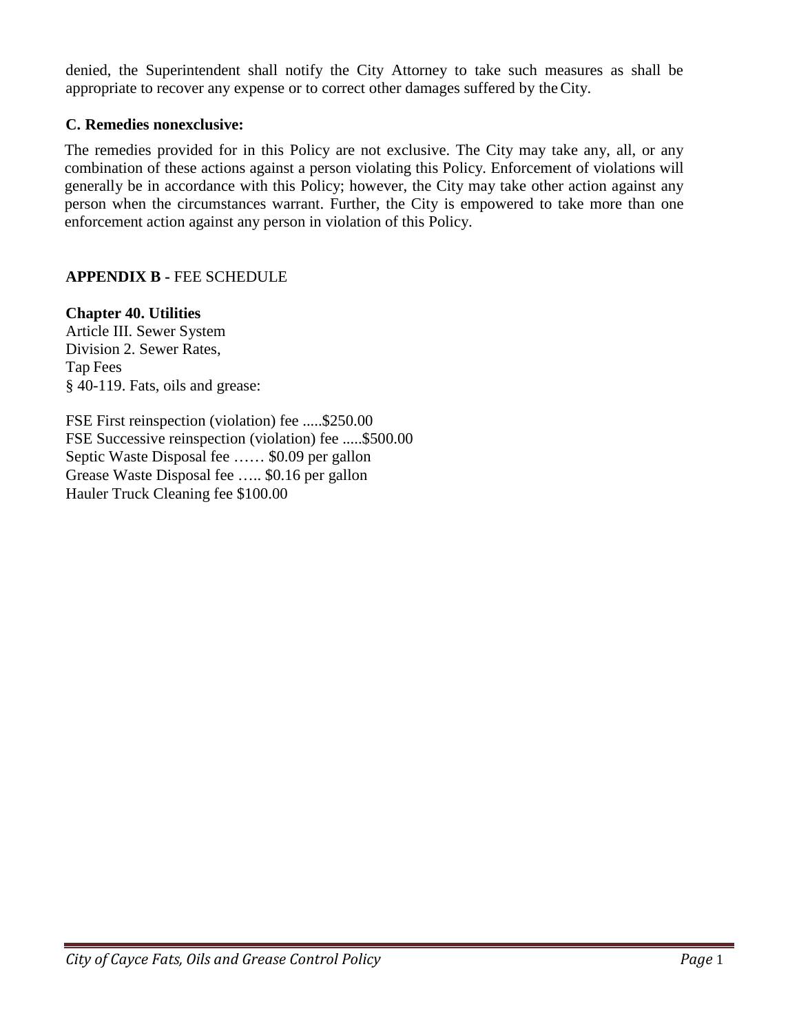denied, the Superintendent shall notify the City Attorney to take such measures as shall be appropriate to recover any expense or to correct other damages suffered by the City.

**C. Remedies nonexclusive:**

The remedies provided for in this Policy are not exclusive. The City may take any, all, or any combination of these actions against a person violating this Policy. Enforcement of violations will generally be in accordance with this Policy; however, the City may take other action against any person when the circumstances warrant. Further, the City is empowered to take more than one enforcement action against any person in violation of this Policy.

**APPENDIX B -** FEE SCHEDULE

**Chapter 40. Utilities**
Article III. Sewer System
Division 2. Sewer Rates,
Tap Fees
§ 40-119. Fats, oils and grease:

FSE First reinspection (violation) fee .....$250.00
FSE Successive reinspection (violation) fee .....$500.00
Septic Waste Disposal fee …… $0.09 per gallon
Grease Waste Disposal fee ….. $0.16 per gallon
Hauler Truck Cleaning fee $100.00